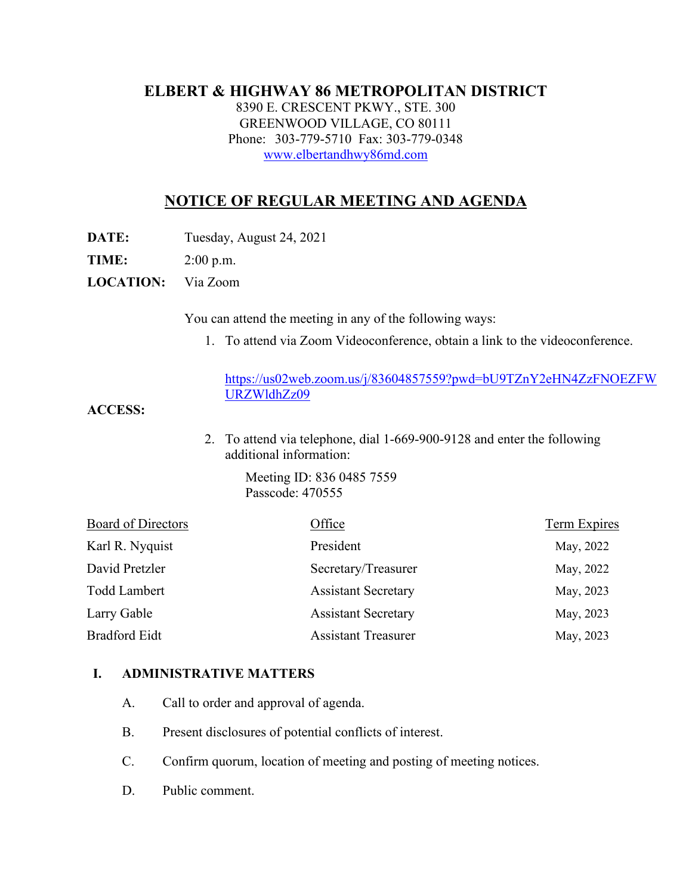# ELBERT & HIGHWAY 86 METROPOLITAN DISTRICT

8390 E. CRESCENT PKWY., STE. 300
GREENWOOD VILLAGE, CO 80111
Phone: 303-779-5710 Fax: 303-779-0348
www.elbertandhwy86md.com

## NOTICE OF REGULAR MEETING AND AGENDA

**DATE:** Tuesday, August 24, 2021

**TIME:** 2:00 p.m.

**LOCATION:** Via Zoom

**ACCESS:**

You can attend the meeting in any of the following ways:

1. To attend via Zoom Videoconference, obtain a link to the videoconference.

   https://us02web.zoom.us/j/83604857559?pwd=bU9TZnY2eHN4ZzFNOEZFWURZWldhZz09

2. To attend via telephone, dial 1-669-900-9128 and enter the following additional information:

   Meeting ID: 836 0485 7559
   Passcode: 470555

| Board of Directors | Office | Term Expires |
|---|---|---|
| Karl R. Nyquist | President | May, 2022 |
| David Pretzler | Secretary/Treasurer | May, 2022 |
| Todd Lambert | Assistant Secretary | May, 2023 |
| Larry Gable | Assistant Secretary | May, 2023 |
| Bradford Eidt | Assistant Treasurer | May, 2023 |

**I. ADMINISTRATIVE MATTERS**

A. Call to order and approval of agenda.

B. Present disclosures of potential conflicts of interest.

C. Confirm quorum, location of meeting and posting of meeting notices.

D. Public comment.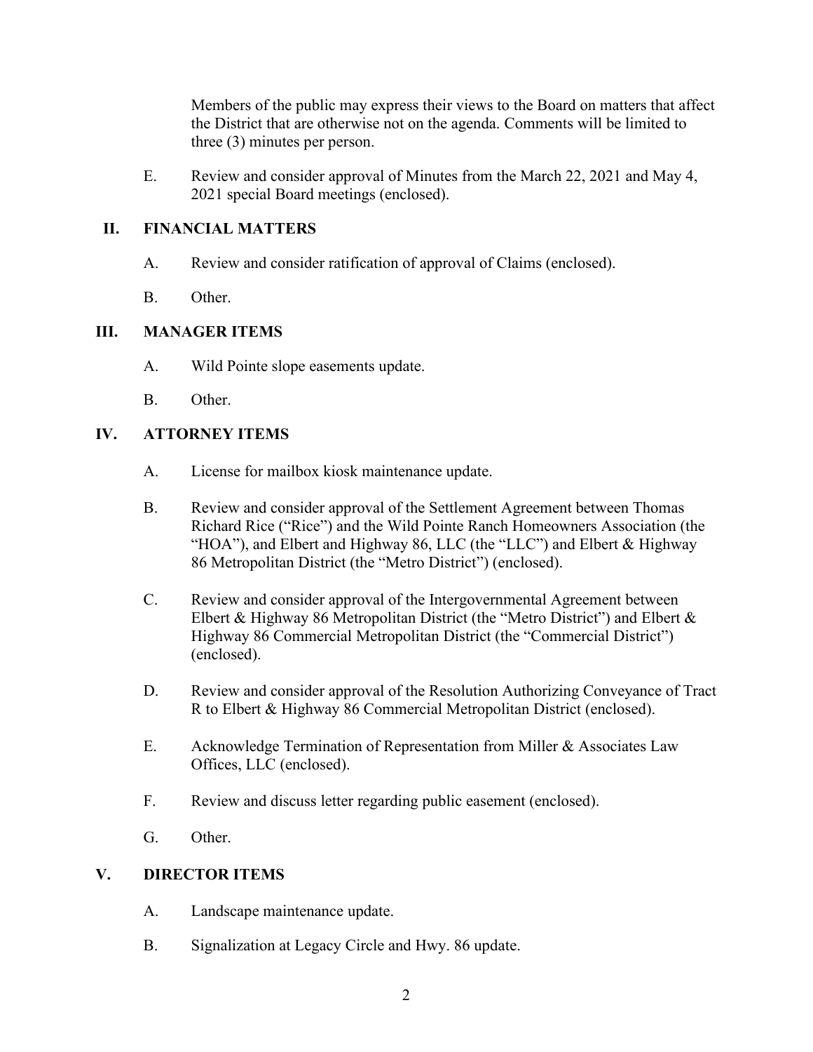Members of the public may express their views to the Board on matters that affect the District that are otherwise not on the agenda. Comments will be limited to three (3) minutes per person.

E. Review and consider approval of Minutes from the March 22, 2021 and May 4, 2021 special Board meetings (enclosed).

## II. FINANCIAL MATTERS

A. Review and consider ratification of approval of Claims (enclosed).

B. Other.

## III. MANAGER ITEMS

A. Wild Pointe slope easements update.

B. Other.

## IV. ATTORNEY ITEMS

A. License for mailbox kiosk maintenance update.

B. Review and consider approval of the Settlement Agreement between Thomas Richard Rice ("Rice") and the Wild Pointe Ranch Homeowners Association (the "HOA"), and Elbert and Highway 86, LLC (the "LLC") and Elbert & Highway 86 Metropolitan District (the "Metro District") (enclosed).

C. Review and consider approval of the Intergovernmental Agreement between Elbert & Highway 86 Metropolitan District (the "Metro District") and Elbert & Highway 86 Commercial Metropolitan District (the "Commercial District") (enclosed).

D. Review and consider approval of the Resolution Authorizing Conveyance of Tract R to Elbert & Highway 86 Commercial Metropolitan District (enclosed).

E. Acknowledge Termination of Representation from Miller & Associates Law Offices, LLC (enclosed).

F. Review and discuss letter regarding public easement (enclosed).

G. Other.

## V. DIRECTOR ITEMS

A. Landscape maintenance update.

B. Signalization at Legacy Circle and Hwy. 86 update.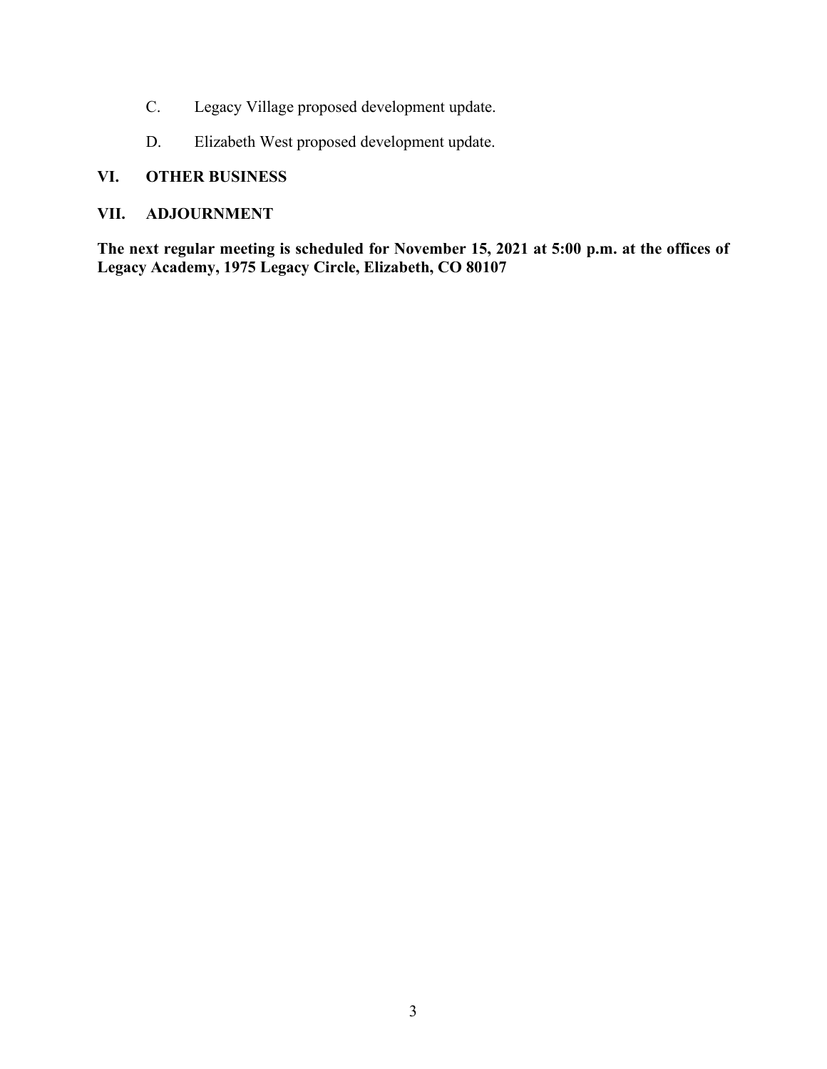C. Legacy Village proposed development update.

D. Elizabeth West proposed development update.

## VI. OTHER BUSINESS

## VII. ADJOURNMENT

**The next regular meeting is scheduled for November 15, 2021 at 5:00 p.m. at the offices of Legacy Academy, 1975 Legacy Circle, Elizabeth, CO 80107**